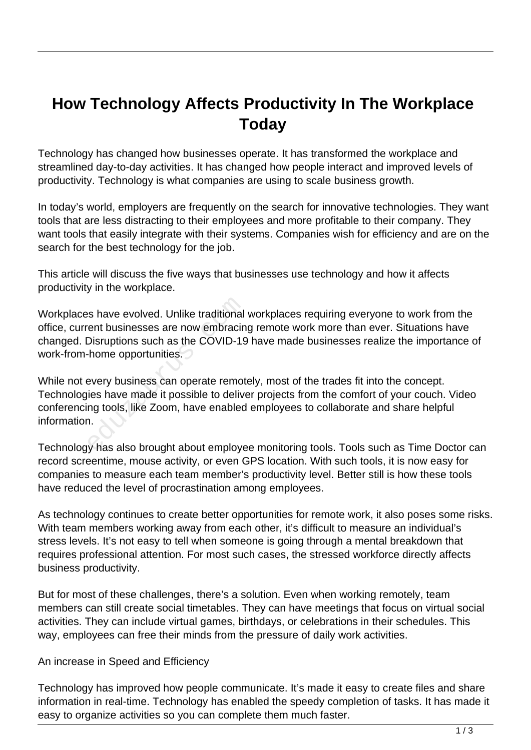# How Technology Affects Productivity In The Workplace Today

Technology has changed how businesses operate. It has transformed the workplace and streamlined day-to-day activities. It has changed how people interact and improved levels of productivity. Technology is what companies are using to scale business growth.

In today's world, employers are frequently on the search for innovative technologies. They want tools that are less distracting to their employees and more profitable to their company. They want tools that easily integrate with their systems. Companies wish for efficiency and are on the search for the best technology for the job.

This article will discuss the five ways that businesses use technology and how it affects productivity in the workplace.

Workplaces have evolved. Unlike traditional workplaces requiring everyone to work from the office, current businesses are now embracing remote work more than ever. Situations have changed. Disruptions such as the COVID-19 have made businesses realize the importance of work-from-home opportunities.

While not every business can operate remotely, most of the trades fit into the concept. Technologies have made it possible to deliver projects from the comfort of your couch. Video conferencing tools, like Zoom, have enabled employees to collaborate and share helpful information.

Technology has also brought about employee monitoring tools. Tools such as Time Doctor can record screentime, mouse activity, or even GPS location. With such tools, it is now easy for companies to measure each team member's productivity level. Better still is how these tools have reduced the level of procrastination among employees.

As technology continues to create better opportunities for remote work, it also poses some risks. With team members working away from each other, it's difficult to measure an individual's stress levels. It's not easy to tell when someone is going through a mental breakdown that requires professional attention. For most such cases, the stressed workforce directly affects business productivity.

But for most of these challenges, there's a solution. Even when working remotely, team members can still create social timetables. They can have meetings that focus on virtual social activities. They can include virtual games, birthdays, or celebrations in their schedules. This way, employees can free their minds from the pressure of daily work activities.

An increase in Speed and Efficiency

Technology has improved how people communicate. It's made it easy to create files and share information in real-time. Technology has enabled the speedy completion of tasks. It has made it easy to organize activities so you can complete them much faster.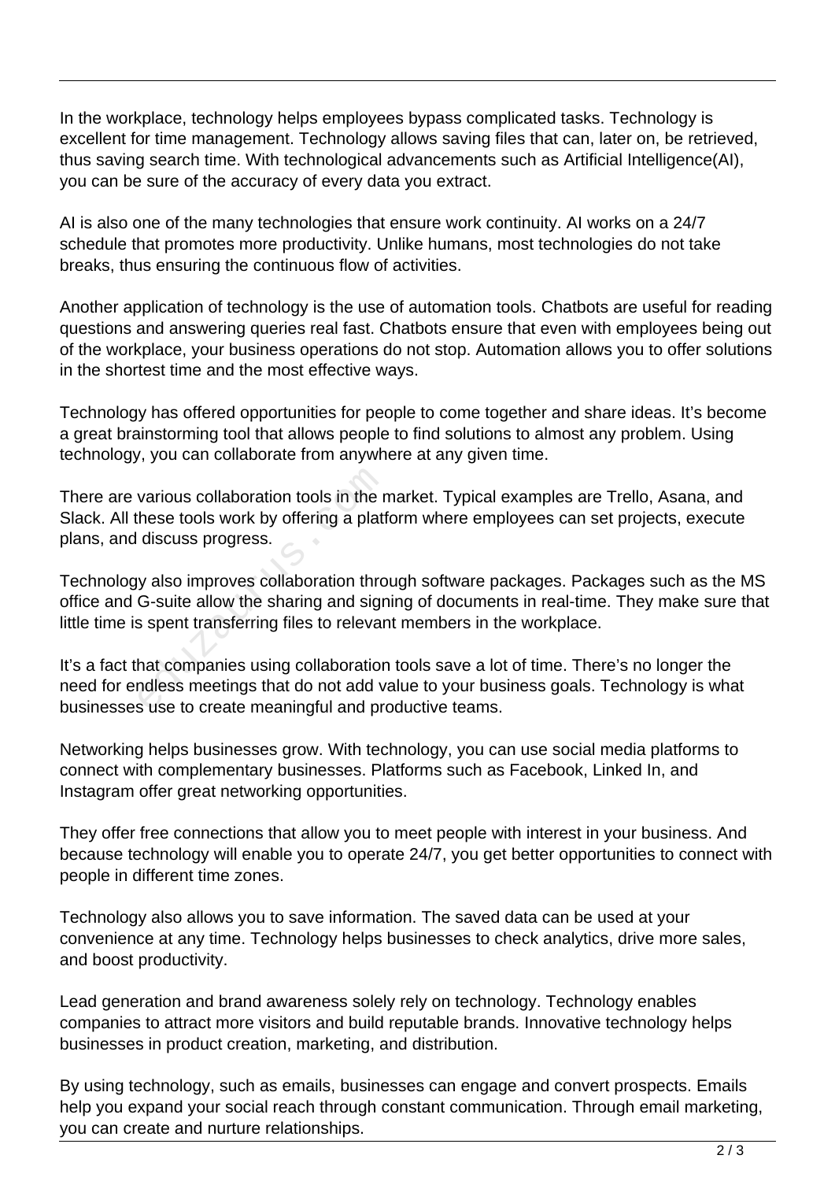In the workplace, technology helps employees bypass complicated tasks. Technology is excellent for time management. Technology allows saving files that can, later on, be retrieved, thus saving search time. With technological advancements such as Artificial Intelligence(AI), you can be sure of the accuracy of every data you extract.

AI is also one of the many technologies that ensure work continuity. AI works on a 24/7 schedule that promotes more productivity. Unlike humans, most technologies do not take breaks, thus ensuring the continuous flow of activities.

Another application of technology is the use of automation tools. Chatbots are useful for reading questions and answering queries real fast. Chatbots ensure that even with employees being out of the workplace, your business operations do not stop. Automation allows you to offer solutions in the shortest time and the most effective ways.

Technology has offered opportunities for people to come together and share ideas. It's become a great brainstorming tool that allows people to find solutions to almost any problem. Using technology, you can collaborate from anywhere at any given time.

There are various collaboration tools in the market. Typical examples are Trello, Asana, and Slack. All these tools work by offering a platform where employees can set projects, execute plans, and discuss progress.

Technology also improves collaboration through software packages. Packages such as the MS office and G-suite allow the sharing and signing of documents in real-time. They make sure that little time is spent transferring files to relevant members in the workplace.

It's a fact that companies using collaboration tools save a lot of time. There's no longer the need for endless meetings that do not add value to your business goals. Technology is what businesses use to create meaningful and productive teams.

Networking helps businesses grow. With technology, you can use social media platforms to connect with complementary businesses. Platforms such as Facebook, Linked In, and Instagram offer great networking opportunities.

They offer free connections that allow you to meet people with interest in your business. And because technology will enable you to operate 24/7, you get better opportunities to connect with people in different time zones.

Technology also allows you to save information. The saved data can be used at your convenience at any time. Technology helps businesses to check analytics, drive more sales, and boost productivity.

Lead generation and brand awareness solely rely on technology. Technology enables companies to attract more visitors and build reputable brands. Innovative technology helps businesses in product creation, marketing, and distribution.

By using technology, such as emails, businesses can engage and convert prospects. Emails help you expand your social reach through constant communication. Through email marketing, you can create and nurture relationships.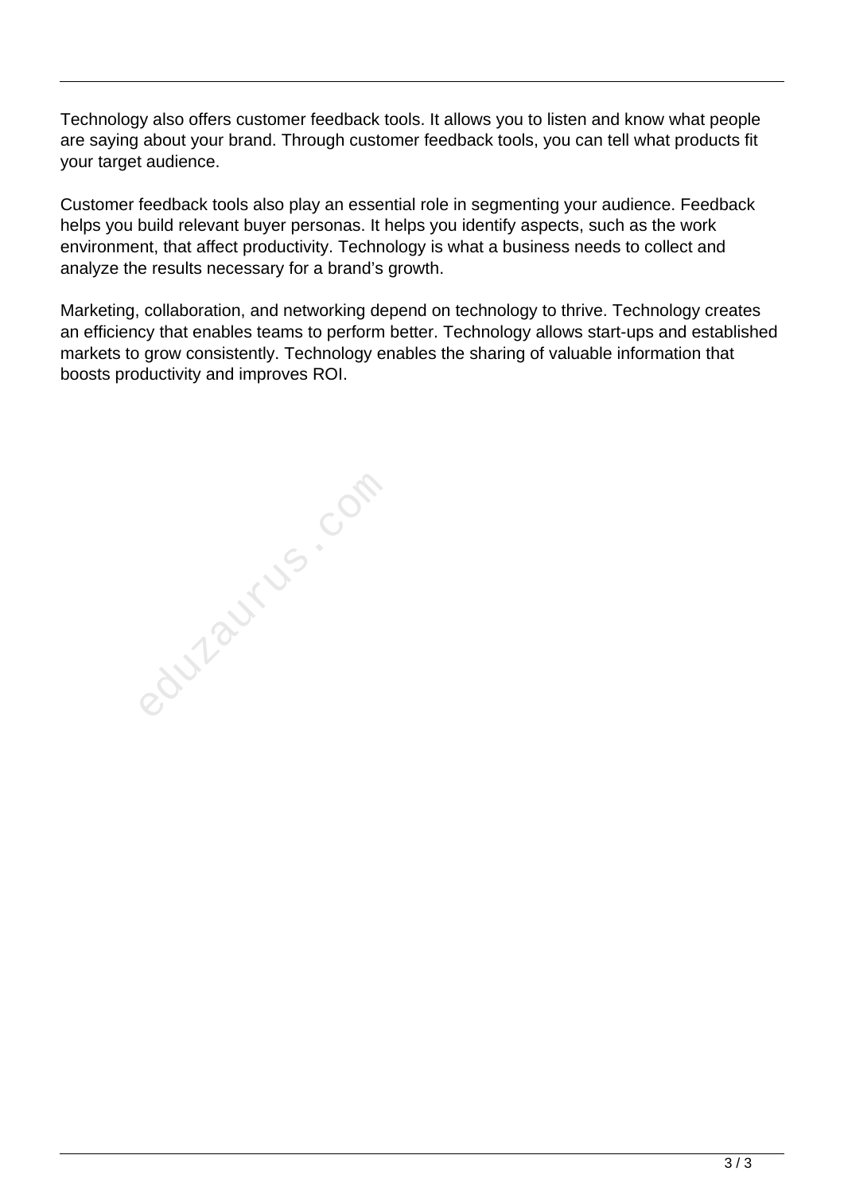Technology also offers customer feedback tools. It allows you to listen and know what people are saying about your brand. Through customer feedback tools, you can tell what products fit your target audience.

Customer feedback tools also play an essential role in segmenting your audience. Feedback helps you build relevant buyer personas. It helps you identify aspects, such as the work environment, that affect productivity. Technology is what a business needs to collect and analyze the results necessary for a brand's growth.

Marketing, collaboration, and networking depend on technology to thrive. Technology creates an efficiency that enables teams to perform better. Technology allows start-ups and established markets to grow consistently. Technology enables the sharing of valuable information that boosts productivity and improves ROI.